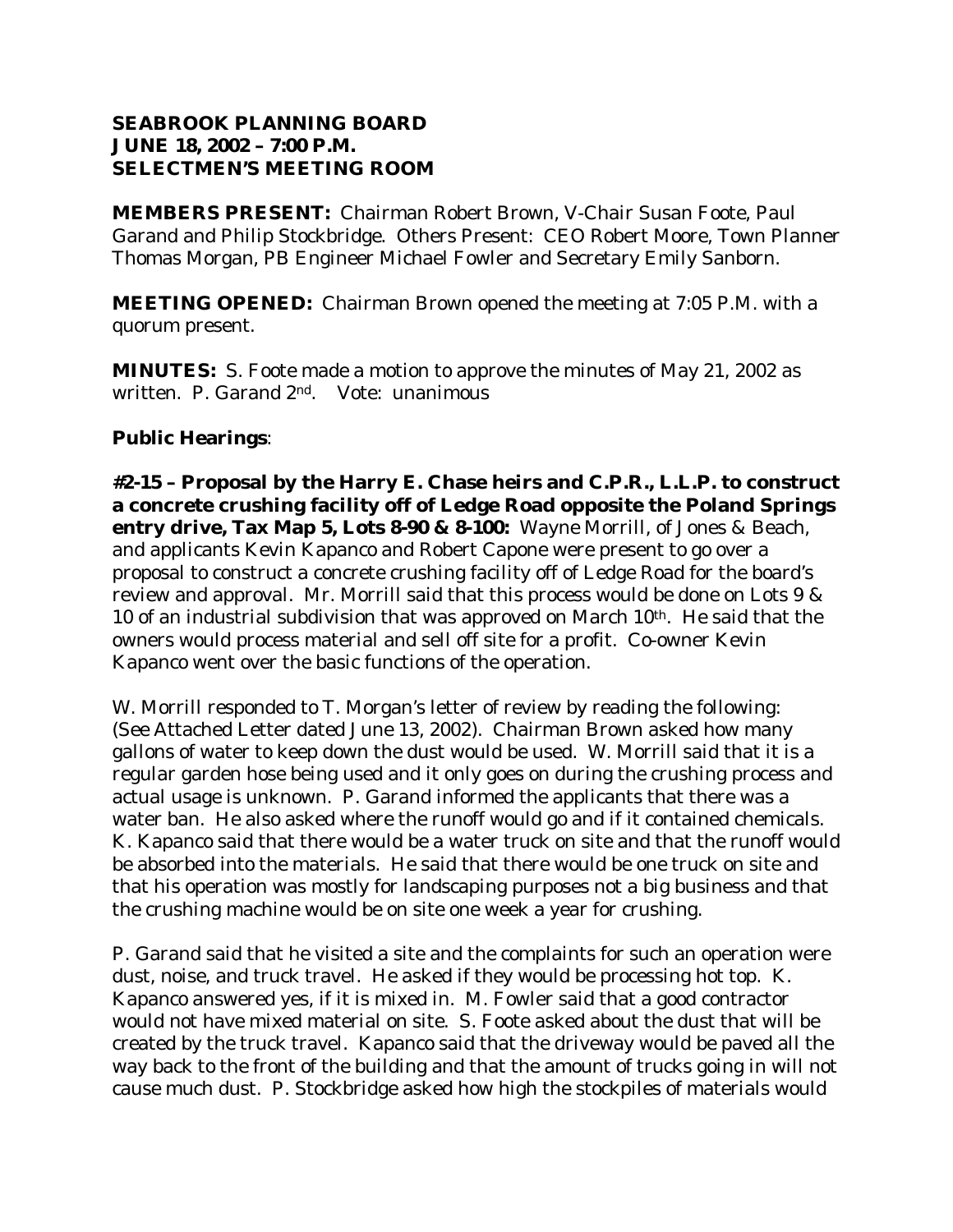**SEABROOK PLANNING BOARD**
**JUNE 18, 2002 – 7:00 P.M.**
**SELECTMEN'S MEETING ROOM**

**MEMBERS PRESENT:** Chairman Robert Brown, V-Chair Susan Foote, Paul Garand and Philip Stockbridge. Others Present: CEO Robert Moore, Town Planner Thomas Morgan, PB Engineer Michael Fowler and Secretary Emily Sanborn.

**MEETING OPENED:** Chairman Brown opened the meeting at 7:05 P.M. with a quorum present.

**MINUTES:** S. Foote made a motion to approve the minutes of May 21, 2002 as written. P. Garand 2nd. Vote: unanimous

**Public Hearings**:

**#2-15 – Proposal by the Harry E. Chase heirs and C.P.R., L.L.P. to construct a concrete crushing facility off of Ledge Road opposite the Poland Springs entry drive, Tax Map 5, Lots 8-90 & 8-100:** Wayne Morrill, of Jones & Beach, and applicants Kevin Kapanco and Robert Capone were present to go over a proposal to construct a concrete crushing facility off of Ledge Road for the board's review and approval. Mr. Morrill said that this process would be done on Lots 9 & 10 of an industrial subdivision that was approved on March 10th. He said that the owners would process material and sell off site for a profit. Co-owner Kevin Kapanco went over the basic functions of the operation.

W. Morrill responded to T. Morgan's letter of review by reading the following: (See Attached Letter dated June 13, 2002). Chairman Brown asked how many gallons of water to keep down the dust would be used. W. Morrill said that it is a regular garden hose being used and it only goes on during the crushing process and actual usage is unknown. P. Garand informed the applicants that there was a water ban. He also asked where the runoff would go and if it contained chemicals. K. Kapanco said that there would be a water truck on site and that the runoff would be absorbed into the materials. He said that there would be one truck on site and that his operation was mostly for landscaping purposes not a big business and that the crushing machine would be on site one week a year for crushing.

P. Garand said that he visited a site and the complaints for such an operation were dust, noise, and truck travel. He asked if they would be processing hot top. K. Kapanco answered yes, if it is mixed in. M. Fowler said that a good contractor would not have mixed material on site. S. Foote asked about the dust that will be created by the truck travel. Kapanco said that the driveway would be paved all the way back to the front of the building and that the amount of trucks going in will not cause much dust. P. Stockbridge asked how high the stockpiles of materials would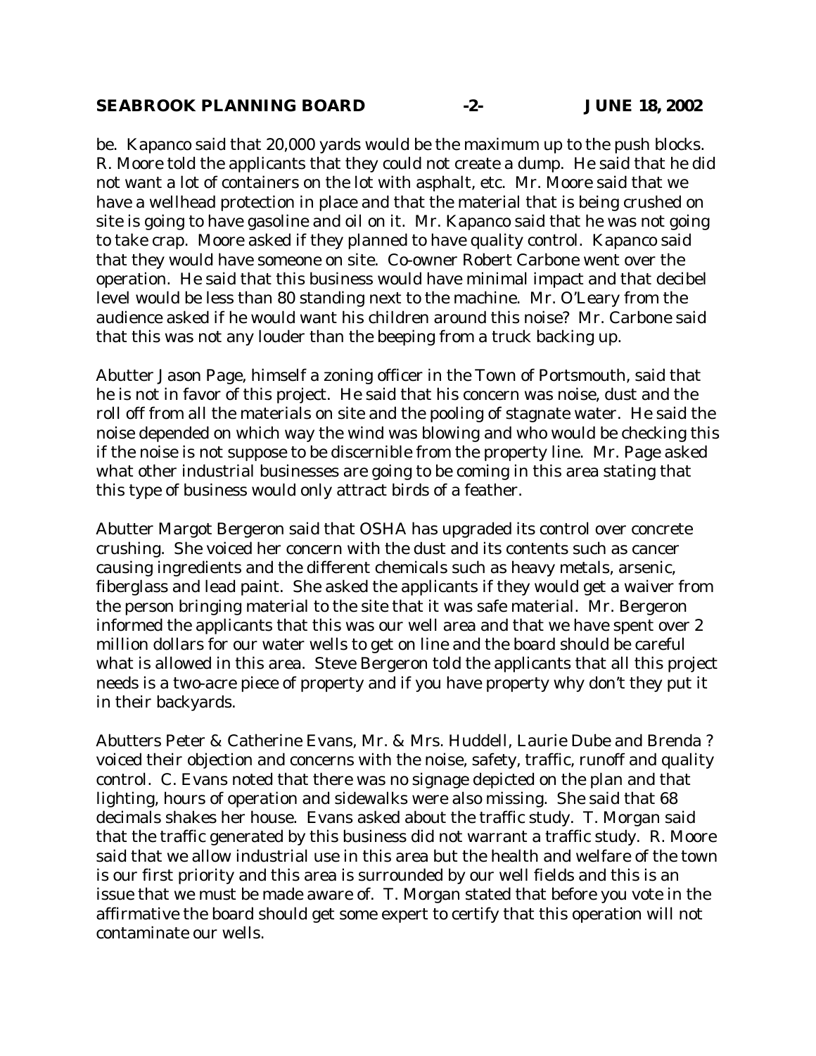be. Kapanco said that 20,000 yards would be the maximum up to the push blocks. R. Moore told the applicants that they could not create a dump. He said that he did not want a lot of containers on the lot with asphalt, etc. Mr. Moore said that we have a wellhead protection in place and that the material that is being crushed on site is going to have gasoline and oil on it. Mr. Kapanco said that he was not going to take crap. Moore asked if they planned to have quality control. Kapanco said that they would have someone on site. Co-owner Robert Carbone went over the operation. He said that this business would have minimal impact and that decibel level would be less than 80 standing next to the machine. Mr. O'Leary from the audience asked if he would want his children around this noise? Mr. Carbone said that this was not any louder than the beeping from a truck backing up.

Abutter Jason Page, himself a zoning officer in the Town of Portsmouth, said that he is not in favor of this project. He said that his concern was noise, dust and the roll off from all the materials on site and the pooling of stagnate water. He said the noise depended on which way the wind was blowing and who would be checking this if the noise is not suppose to be discernible from the property line. Mr. Page asked what other industrial businesses are going to be coming in this area stating that this type of business would only attract birds of a feather.

Abutter Margot Bergeron said that OSHA has upgraded its control over concrete crushing. She voiced her concern with the dust and its contents such as cancer causing ingredients and the different chemicals such as heavy metals, arsenic, fiberglass and lead paint. She asked the applicants if they would get a waiver from the person bringing material to the site that it was safe material. Mr. Bergeron informed the applicants that this was our well area and that we have spent over 2 million dollars for our water wells to get on line and the board should be careful what is allowed in this area. Steve Bergeron told the applicants that all this project needs is a two-acre piece of property and if you have property why don't they put it in their backyards.

Abutters Peter & Catherine Evans, Mr. & Mrs. Huddell, Laurie Dube and Brenda ? voiced their objection and concerns with the noise, safety, traffic, runoff and quality control. C. Evans noted that there was no signage depicted on the plan and that lighting, hours of operation and sidewalks were also missing. She said that 68 decimals shakes her house. Evans asked about the traffic study. T. Morgan said that the traffic generated by this business did not warrant a traffic study. R. Moore said that we allow industrial use in this area but the health and welfare of the town is our first priority and this area is surrounded by our well fields and this is an issue that we must be made aware of. T. Morgan stated that before you vote in the affirmative the board should get some expert to certify that this operation will not contaminate our wells.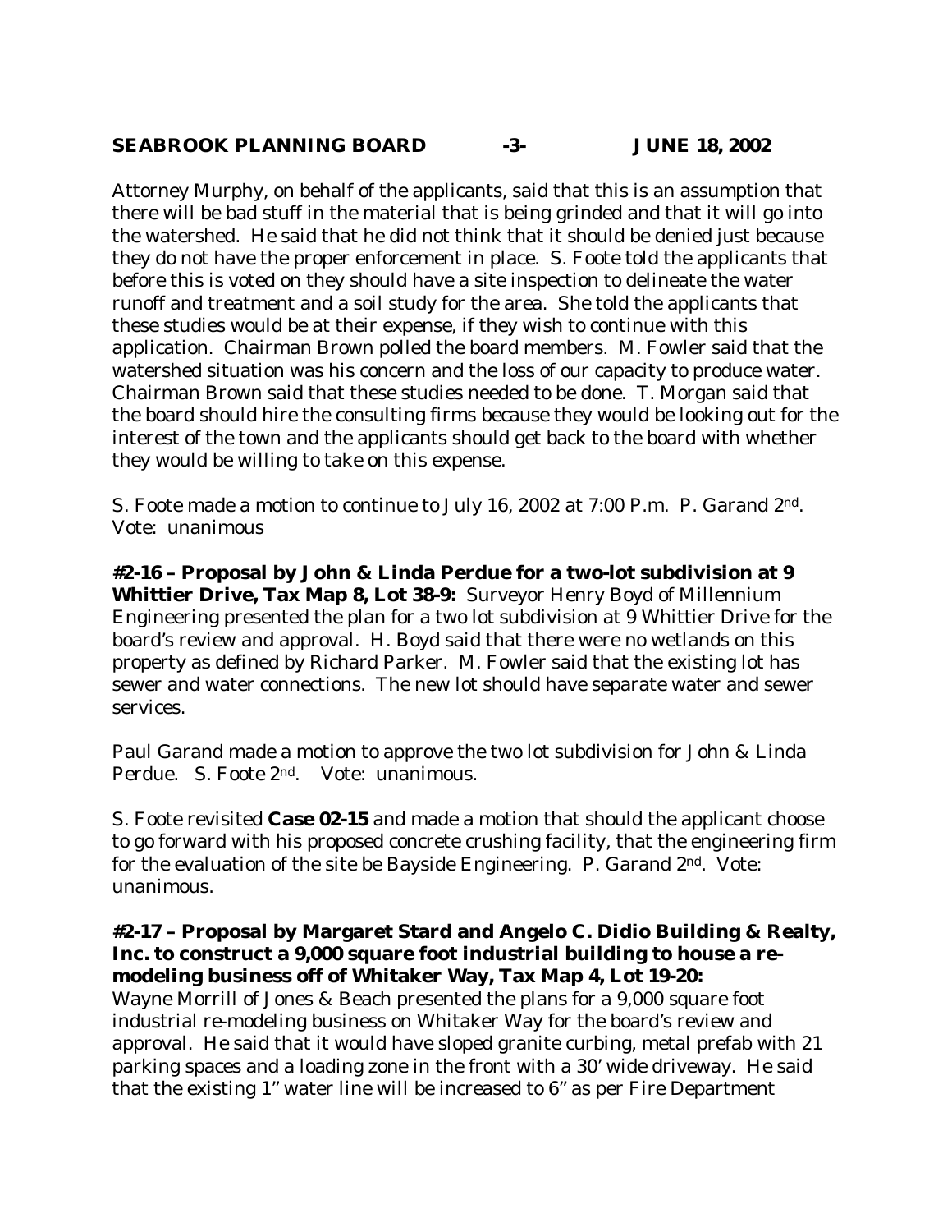Attorney Murphy, on behalf of the applicants, said that this is an assumption that there will be bad stuff in the material that is being grinded and that it will go into the watershed. He said that he did not think that it should be denied just because they do not have the proper enforcement in place. S. Foote told the applicants that before this is voted on they should have a site inspection to delineate the water runoff and treatment and a soil study for the area. She told the applicants that these studies would be at their expense, if they wish to continue with this application. Chairman Brown polled the board members. M. Fowler said that the watershed situation was his concern and the loss of our capacity to produce water. Chairman Brown said that these studies needed to be done. T. Morgan said that the board should hire the consulting firms because they would be looking out for the interest of the town and the applicants should get back to the board with whether they would be willing to take on this expense.

S. Foote made a motion to continue to July 16, 2002 at 7:00 P.m. P. Garand 2nd. Vote: unanimous

**#2-16 – Proposal by John & Linda Perdue for a two-lot subdivision at 9 Whittier Drive, Tax Map 8, Lot 38-9:** Surveyor Henry Boyd of Millennium Engineering presented the plan for a two lot subdivision at 9 Whittier Drive for the board's review and approval. H. Boyd said that there were no wetlands on this property as defined by Richard Parker. M. Fowler said that the existing lot has sewer and water connections. The new lot should have separate water and sewer services.

Paul Garand made a motion to approve the two lot subdivision for John & Linda Perdue. S. Foote 2nd. Vote: unanimous.

S. Foote revisited **Case 02-15** and made a motion that should the applicant choose to go forward with his proposed concrete crushing facility, that the engineering firm for the evaluation of the site be Bayside Engineering. P. Garand 2nd. Vote: unanimous.

**#2-17 – Proposal by Margaret Stard and Angelo C. Didio Building & Realty, Inc. to construct a 9,000 square foot industrial building to house a re-modeling business off of Whitaker Way, Tax Map 4, Lot 19-20:** Wayne Morrill of Jones & Beach presented the plans for a 9,000 square foot industrial re-modeling business on Whitaker Way for the board's review and approval. He said that it would have sloped granite curbing, metal prefab with 21 parking spaces and a loading zone in the front with a 30' wide driveway. He said that the existing 1" water line will be increased to 6" as per Fire Department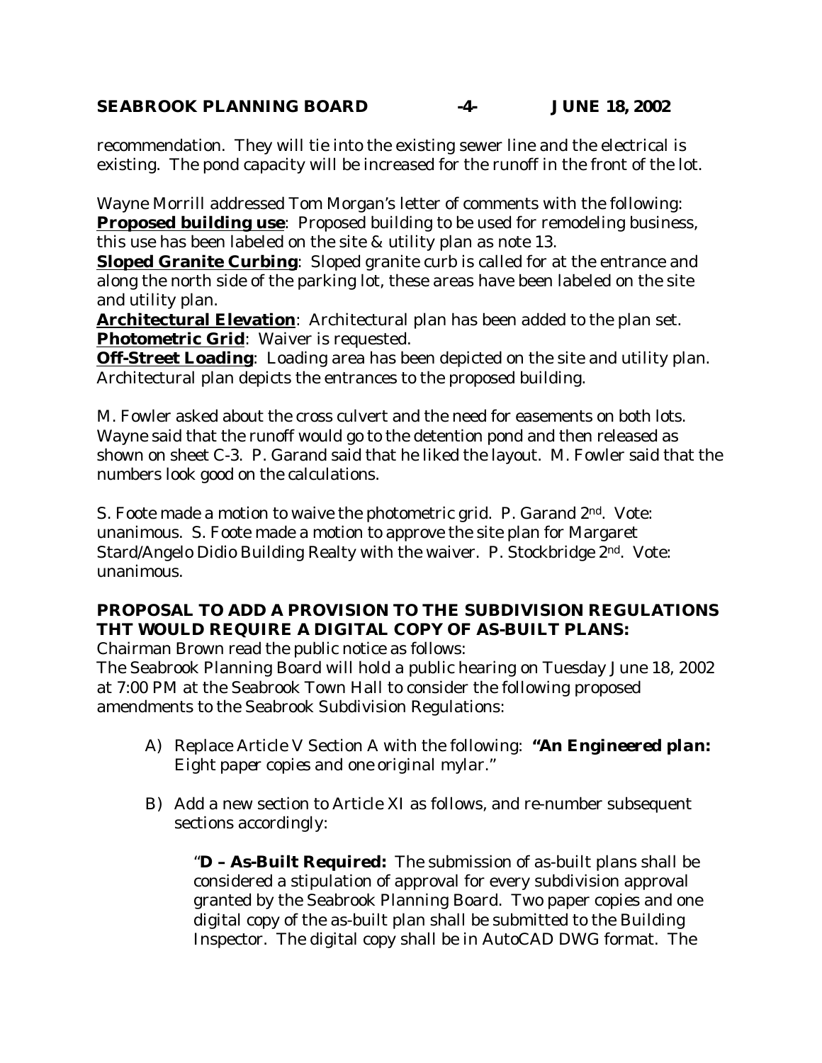recommendation. They will tie into the existing sewer line and the electrical is existing. The pond capacity will be increased for the runoff in the front of the lot.

Wayne Morrill addressed Tom Morgan's letter of comments with the following:
**Proposed building use**: Proposed building to be used for remodeling business, this use has been labeled on the site & utility plan as note 13.
**Sloped Granite Curbing**: Sloped granite curb is called for at the entrance and along the north side of the parking lot, these areas have been labeled on the site and utility plan.
**Architectural Elevation**: Architectural plan has been added to the plan set.
**Photometric Grid**: Waiver is requested.
**Off-Street Loading**: Loading area has been depicted on the site and utility plan. Architectural plan depicts the entrances to the proposed building.

M. Fowler asked about the cross culvert and the need for easements on both lots. Wayne said that the runoff would go to the detention pond and then released as shown on sheet C-3. P. Garand said that he liked the layout. M. Fowler said that the numbers look good on the calculations.

S. Foote made a motion to waive the photometric grid. P. Garand 2nd. Vote: unanimous. S. Foote made a motion to approve the site plan for Margaret Stard/Angelo Didio Building Realty with the waiver. P. Stockbridge 2nd. Vote: unanimous.

**PROPOSAL TO ADD A PROVISION TO THE SUBDIVISION REGULATIONS THT WOULD REQUIRE A DIGITAL COPY OF AS-BUILT PLANS:**

Chairman Brown read the public notice as follows:
The Seabrook Planning Board will hold a public hearing on Tuesday June 18, 2002 at 7:00 PM at the Seabrook Town Hall to consider the following proposed amendments to the Seabrook Subdivision Regulations:

A) Replace Article V Section A with the following: ***"An Engineered plan:*** *Eight paper copies and one original mylar."*

B) Add a new section to Article XI as follows, and re-number subsequent sections accordingly:

   "**D – As-Built Required:** The submission of as-built plans shall be considered a stipulation of approval for every subdivision approval granted by the Seabrook Planning Board. Two paper copies and one digital copy of the as-built plan shall be submitted to the Building Inspector. The digital copy shall be in AutoCAD DWG format. The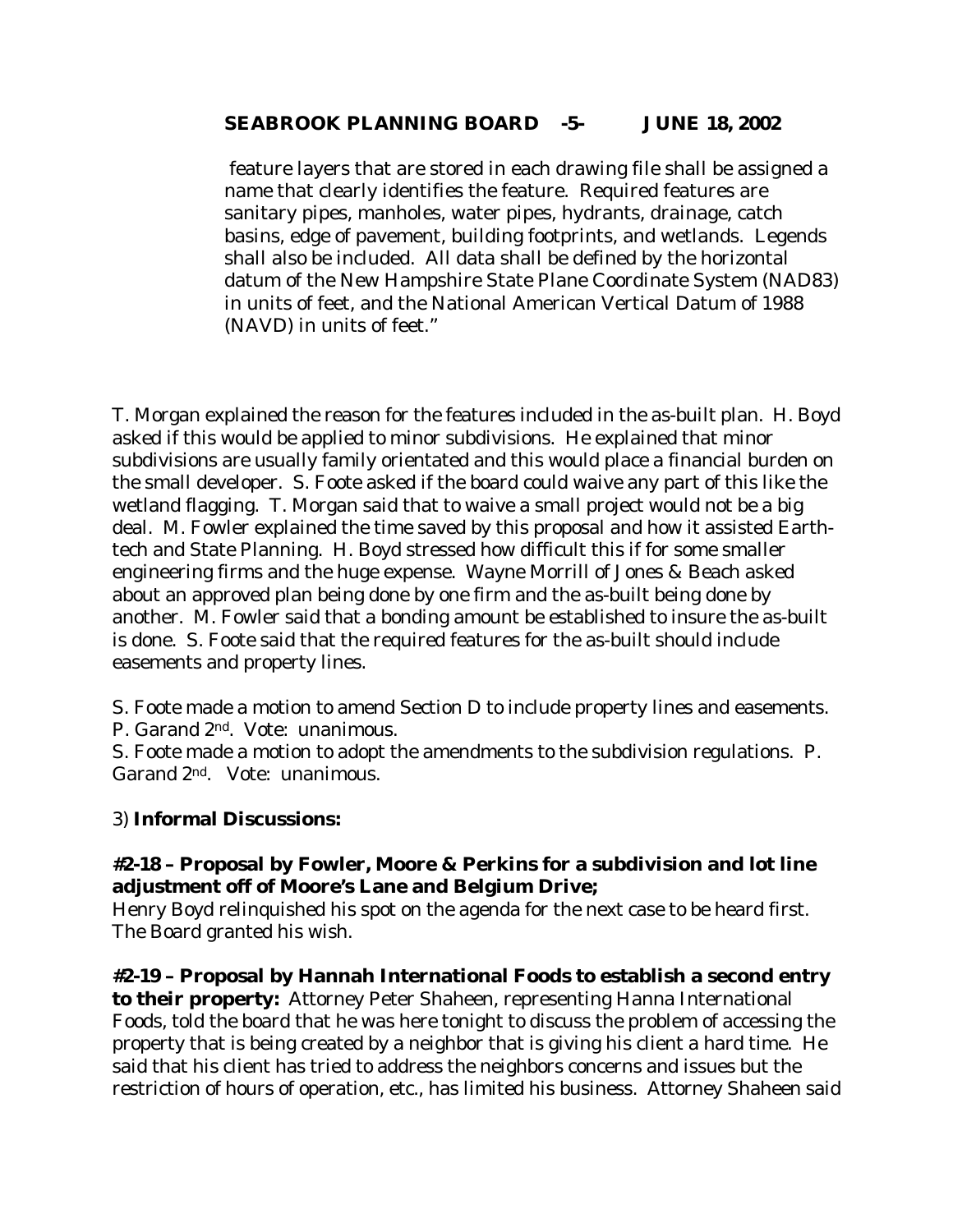feature layers that are stored in each drawing file shall be assigned a name that clearly identifies the feature. Required features are sanitary pipes, manholes, water pipes, hydrants, drainage, catch basins, edge of pavement, building footprints, and wetlands. Legends shall also be included. All data shall be defined by the horizontal datum of the New Hampshire State Plane Coordinate System (NAD83) in units of feet, and the National American Vertical Datum of 1988 (NAVD) in units of feet."

T. Morgan explained the reason for the features included in the as-built plan. H. Boyd asked if this would be applied to minor subdivisions. He explained that minor subdivisions are usually family orientated and this would place a financial burden on the small developer. S. Foote asked if the board could waive any part of this like the wetland flagging. T. Morgan said that to waive a small project would not be a big deal. M. Fowler explained the time saved by this proposal and how it assisted Earth-tech and State Planning. H. Boyd stressed how difficult this if for some smaller engineering firms and the huge expense. Wayne Morrill of Jones & Beach asked about an approved plan being done by one firm and the as-built being done by another. M. Fowler said that a bonding amount be established to insure the as-built is done. S. Foote said that the required features for the as-built should include easements and property lines.

S. Foote made a motion to amend Section D to include property lines and easements. P. Garand 2nd. Vote: unanimous.
S. Foote made a motion to adopt the amendments to the subdivision regulations. P. Garand 2nd. Vote: unanimous.

3) **Informal Discussions:**

**#2-18 – Proposal by Fowler, Moore & Perkins for a subdivision and lot line adjustment off of Moore's Lane and Belgium Drive;**
Henry Boyd relinquished his spot on the agenda for the next case to be heard first. The Board granted his wish.

**#2-19 – Proposal by Hannah International Foods to establish a second entry to their property:** Attorney Peter Shaheen, representing Hanna International Foods, told the board that he was here tonight to discuss the problem of accessing the property that is being created by a neighbor that is giving his client a hard time. He said that his client has tried to address the neighbors concerns and issues but the restriction of hours of operation, etc., has limited his business. Attorney Shaheen said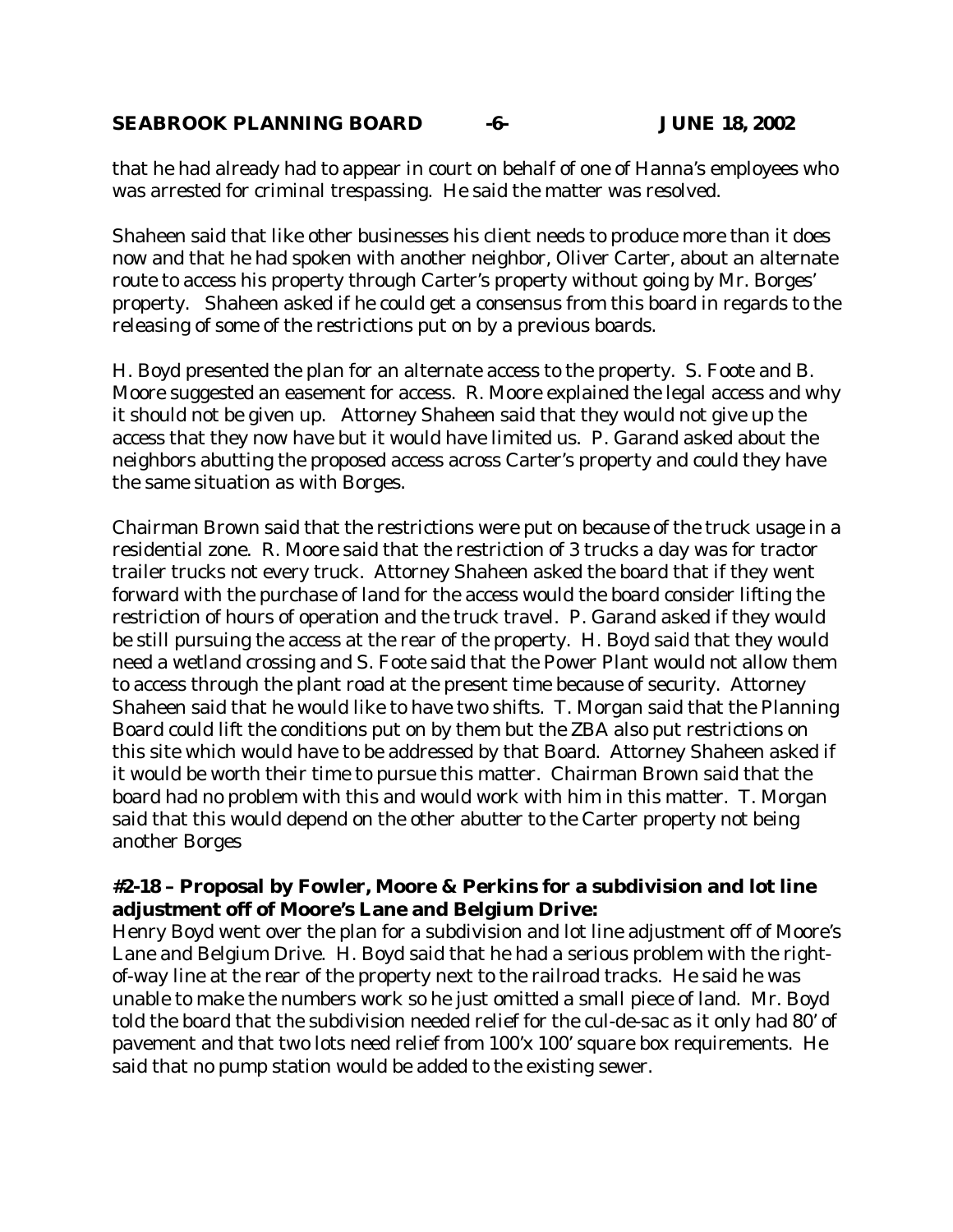that he had already had to appear in court on behalf of one of Hanna's employees who was arrested for criminal trespassing. He said the matter was resolved.

Shaheen said that like other businesses his client needs to produce more than it does now and that he had spoken with another neighbor, Oliver Carter, about an alternate route to access his property through Carter's property without going by Mr. Borges' property. Shaheen asked if he could get a consensus from this board in regards to the releasing of some of the restrictions put on by a previous boards.

H. Boyd presented the plan for an alternate access to the property. S. Foote and B. Moore suggested an easement for access. R. Moore explained the legal access and why it should not be given up. Attorney Shaheen said that they would not give up the access that they now have but it would have limited us. P. Garand asked about the neighbors abutting the proposed access across Carter's property and could they have the same situation as with Borges.

Chairman Brown said that the restrictions were put on because of the truck usage in a residential zone. R. Moore said that the restriction of 3 trucks a day was for tractor trailer trucks not every truck. Attorney Shaheen asked the board that if they went forward with the purchase of land for the access would the board consider lifting the restriction of hours of operation and the truck travel. P. Garand asked if they would be still pursuing the access at the rear of the property. H. Boyd said that they would need a wetland crossing and S. Foote said that the Power Plant would not allow them to access through the plant road at the present time because of security. Attorney Shaheen said that he would like to have two shifts. T. Morgan said that the Planning Board could lift the conditions put on by them but the ZBA also put restrictions on this site which would have to be addressed by that Board. Attorney Shaheen asked if it would be worth their time to pursue this matter. Chairman Brown said that the board had no problem with this and would work with him in this matter. T. Morgan said that this would depend on the other abutter to the Carter property not being another Borges

**#2-18 – Proposal by Fowler, Moore & Perkins for a subdivision and lot line adjustment off of Moore's Lane and Belgium Drive:**
Henry Boyd went over the plan for a subdivision and lot line adjustment off of Moore's Lane and Belgium Drive. H. Boyd said that he had a serious problem with the right-of-way line at the rear of the property next to the railroad tracks. He said he was unable to make the numbers work so he just omitted a small piece of land. Mr. Boyd told the board that the subdivision needed relief for the cul-de-sac as it only had 80' of pavement and that two lots need relief from 100'x 100' square box requirements. He said that no pump station would be added to the existing sewer.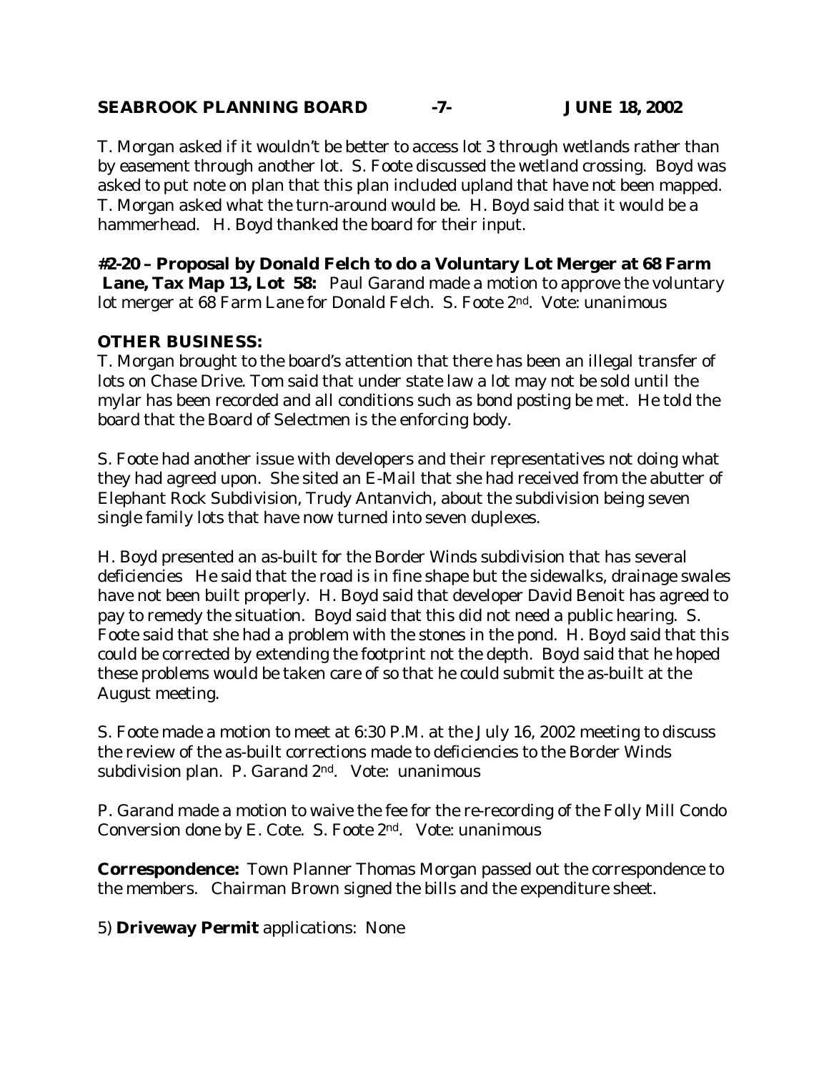T. Morgan asked if it wouldn't be better to access lot 3 through wetlands rather than by easement through another lot. S. Foote discussed the wetland crossing. Boyd was asked to put note on plan that this plan included upland that have not been mapped. T. Morgan asked what the turn-around would be. H. Boyd said that it would be a hammerhead. H. Boyd thanked the board for their input.

**#2-20 – Proposal by Donald Felch to do a Voluntary Lot Merger at 68 Farm Lane, Tax Map 13, Lot 58:** Paul Garand made a motion to approve the voluntary lot merger at 68 Farm Lane for Donald Felch. S. Foote 2nd. Vote: unanimous

**OTHER BUSINESS:**

T. Morgan brought to the board's attention that there has been an illegal transfer of lots on Chase Drive. Tom said that under state law a lot may not be sold until the mylar has been recorded and all conditions such as bond posting be met. He told the board that the Board of Selectmen is the enforcing body.

S. Foote had another issue with developers and their representatives not doing what they had agreed upon. She sited an E-Mail that she had received from the abutter of Elephant Rock Subdivision, Trudy Antanvich, about the subdivision being seven single family lots that have now turned into seven duplexes.

H. Boyd presented an as-built for the Border Winds subdivision that has several deficiencies He said that the road is in fine shape but the sidewalks, drainage swales have not been built properly. H. Boyd said that developer David Benoit has agreed to pay to remedy the situation. Boyd said that this did not need a public hearing. S. Foote said that she had a problem with the stones in the pond. H. Boyd said that this could be corrected by extending the footprint not the depth. Boyd said that he hoped these problems would be taken care of so that he could submit the as-built at the August meeting.

S. Foote made a motion to meet at 6:30 P.M. at the July 16, 2002 meeting to discuss the review of the as-built corrections made to deficiencies to the Border Winds subdivision plan. P. Garand 2nd. Vote: unanimous

P. Garand made a motion to waive the fee for the re-recording of the Folly Mill Condo Conversion done by E. Cote. S. Foote 2nd. Vote: unanimous

**Correspondence:** Town Planner Thomas Morgan passed out the correspondence to the members. Chairman Brown signed the bills and the expenditure sheet.

5) **Driveway Permit** applications: None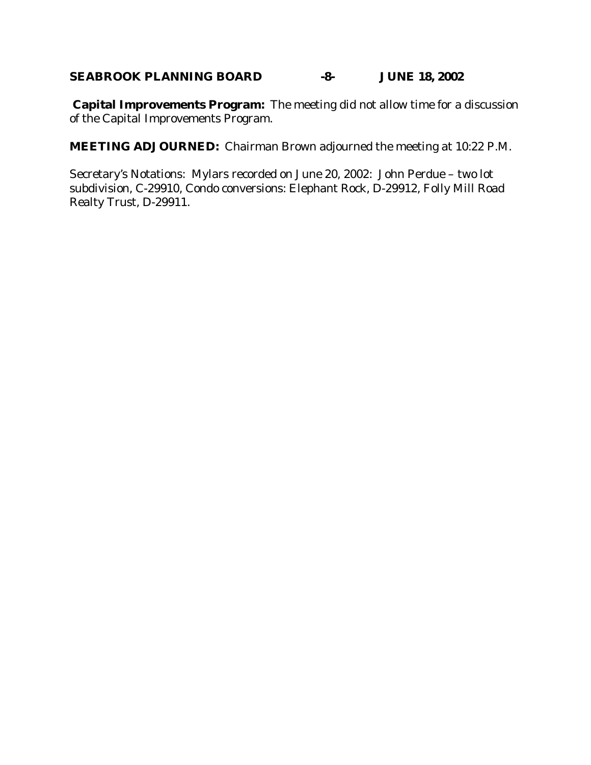**Capital Improvements Program:** The meeting did not allow time for a discussion of the Capital Improvements Program.

**MEETING ADJOURNED:** Chairman Brown adjourned the meeting at 10:22 P.M.

Secretary's Notations: Mylars recorded on June 20, 2002: John Perdue – two lot subdivision, C-29910, Condo conversions: Elephant Rock, D-29912, Folly Mill Road Realty Trust, D-29911.